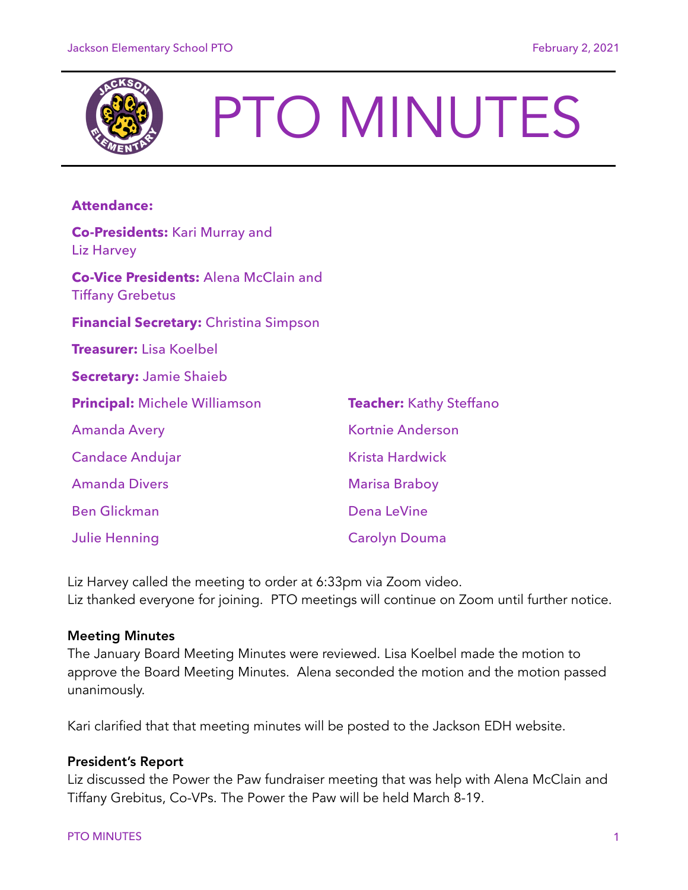# PTO MINUTES

**Attendance:**

**Co-Presidents:** Kari Murray and Liz Harvey

**Co-Vice Presidents:** Alena McClain and Tiffany Grebetus

**Financial Secretary:** Christina Simpson

**Treasurer:** Lisa Koelbel

**Secretary:** Jamie Shaieb

**Principal:** Michele Williamson

**Teacher:** Kathy Steffano

Amanda Avery

Candace Andujar

Amanda Divers

Ben Glickman

Julie Henning

Kortnie Anderson

Krista Hardwick

Marisa Braboy

Dena LeVine

Carolyn Douma

Liz Harvey called the meeting to order at 6:33pm via Zoom video.
Liz thanked everyone for joining. PTO meetings will continue on Zoom until further notice.

### Meeting Minutes

The January Board Meeting Minutes were reviewed. Lisa Koelbel made the motion to approve the Board Meeting Minutes. Alena seconded the motion and the motion passed unanimously.

Kari clarified that that meeting minutes will be posted to the Jackson EDH website.

### President's Report

Liz discussed the Power the Paw fundraiser meeting that was help with Alena McClain and Tiffany Grebitus, Co-VPs. The Power the Paw will be held March 8-19.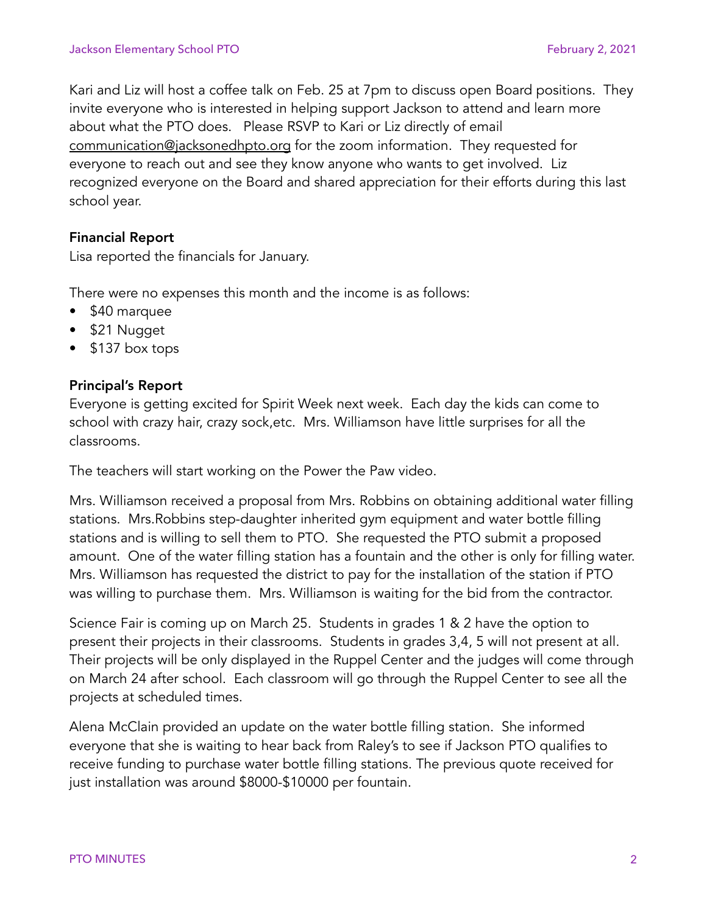Kari and Liz will host a coffee talk on Feb. 25 at 7pm to discuss open Board positions. They invite everyone who is interested in helping support Jackson to attend and learn more about what the PTO does. Please RSVP to Kari or Liz directly of email communication@jacksonedhpto.org for the zoom information. They requested for everyone to reach out and see they know anyone who wants to get involved. Liz recognized everyone on the Board and shared appreciation for their efforts during this last school year.

**Financial Report**

Lisa reported the financials for January.

There were no expenses this month and the income is as follows:

- $40 marquee
- $21 Nugget
- $137 box tops

**Principal's Report**

Everyone is getting excited for Spirit Week next week. Each day the kids can come to school with crazy hair, crazy sock,etc. Mrs. Williamson have little surprises for all the classrooms.

The teachers will start working on the Power the Paw video.

Mrs. Williamson received a proposal from Mrs. Robbins on obtaining additional water filling stations. Mrs.Robbins step-daughter inherited gym equipment and water bottle filling stations and is willing to sell them to PTO. She requested the PTO submit a proposed amount. One of the water filling station has a fountain and the other is only for filling water. Mrs. Williamson has requested the district to pay for the installation of the station if PTO was willing to purchase them. Mrs. Williamson is waiting for the bid from the contractor.

Science Fair is coming up on March 25. Students in grades 1 & 2 have the option to present their projects in their classrooms. Students in grades 3,4, 5 will not present at all. Their projects will be only displayed in the Ruppel Center and the judges will come through on March 24 after school. Each classroom will go through the Ruppel Center to see all the projects at scheduled times.

Alena McClain provided an update on the water bottle filling station. She informed everyone that she is waiting to hear back from Raley's to see if Jackson PTO qualifies to receive funding to purchase water bottle filling stations. The previous quote received for just installation was around $8000-$10000 per fountain.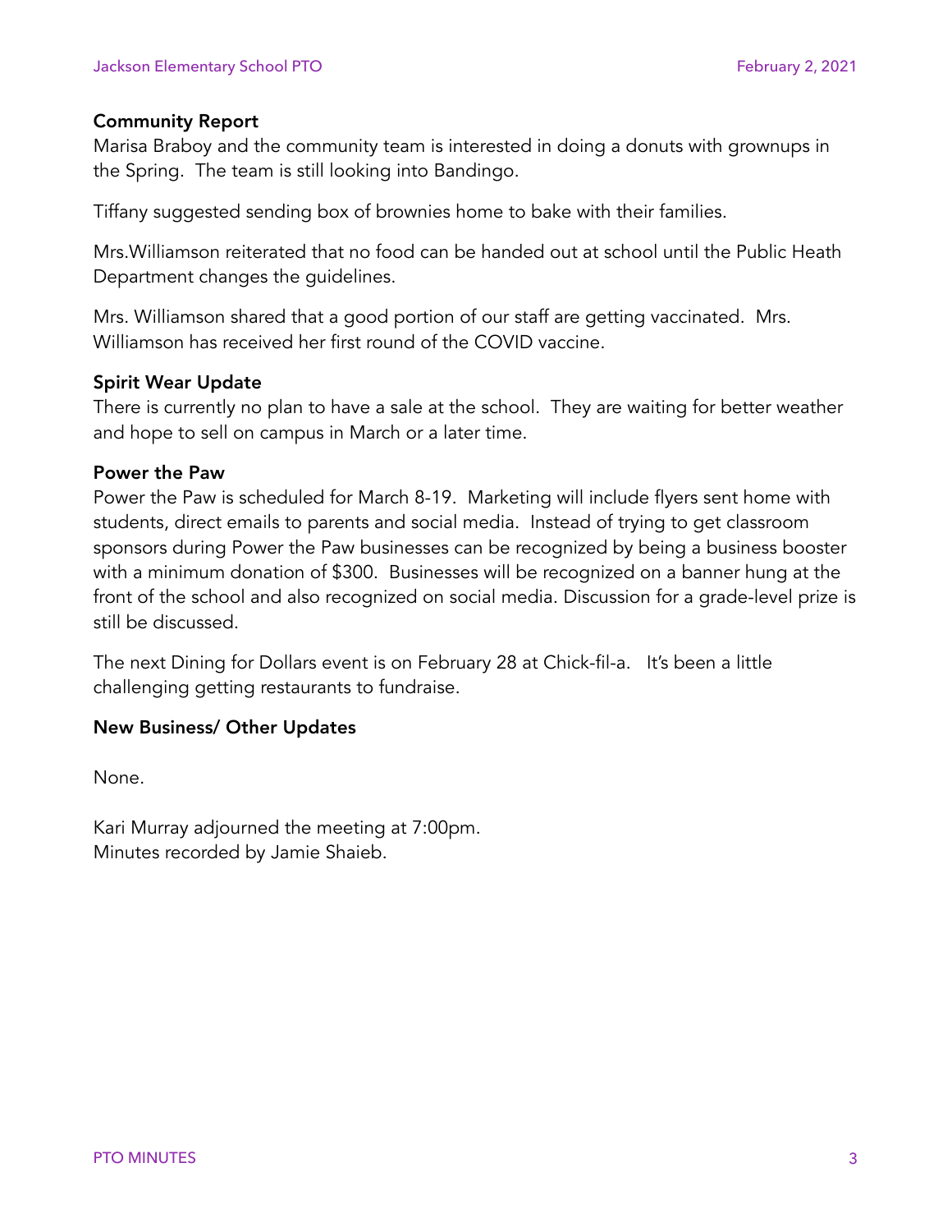**Community Report**

Marisa Braboy and the community team is interested in doing a donuts with grownups in the Spring.  The team is still looking into Bandingo.

Tiffany suggested sending box of brownies home to bake with their families.

Mrs.Williamson reiterated that no food can be handed out at school until the Public Heath Department changes the guidelines.

Mrs. Williamson shared that a good portion of our staff are getting vaccinated.  Mrs. Williamson has received her first round of the COVID vaccine.

**Spirit Wear Update**

There is currently no plan to have a sale at the school.  They are waiting for better weather and hope to sell on campus in March or a later time.

**Power the Paw**

Power the Paw is scheduled for March 8-19.  Marketing will include flyers sent home with students, direct emails to parents and social media.  Instead of trying to get classroom sponsors during Power the Paw businesses can be recognized by being a business booster with a minimum donation of $300.  Businesses will be recognized on a banner hung at the front of the school and also recognized on social media. Discussion for a grade-level prize is still be discussed.

The next Dining for Dollars event is on February 28 at Chick-fil-a.   It's been a little challenging getting restaurants to fundraise.

**New Business/ Other Updates**

None.

Kari Murray adjourned the meeting at 7:00pm.
Minutes recorded by Jamie Shaieb.